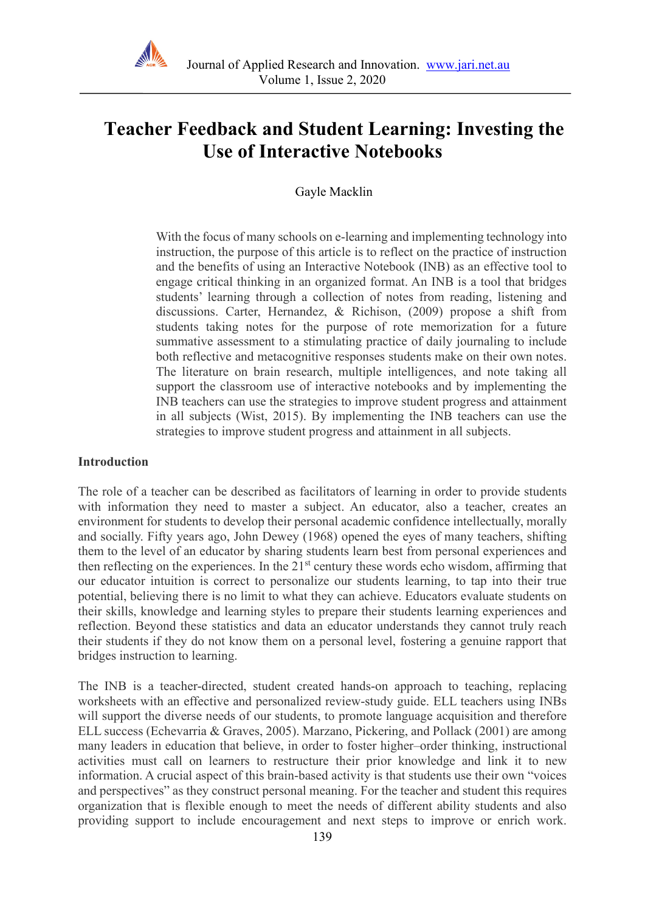# Teacher Feedback and Student Learning: Investing the Use of Interactive Notebooks

Gayle Macklin

With the focus of many schools on e-learning and implementing technology into instruction, the purpose of this article is to reflect on the practice of instruction and the benefits of using an Interactive Notebook (INB) as an effective tool to engage critical thinking in an organized format. An INB is a tool that bridges students' learning through a collection of notes from reading, listening and discussions. Carter, Hernandez, & Richison, (2009) propose a shift from students taking notes for the purpose of rote memorization for a future summative assessment to a stimulating practice of daily journaling to include both reflective and metacognitive responses students make on their own notes. The literature on brain research, multiple intelligences, and note taking all support the classroom use of interactive notebooks and by implementing the INB teachers can use the strategies to improve student progress and attainment in all subjects (Wist, 2015). By implementing the INB teachers can use the strategies to improve student progress and attainment in all subjects.

## Introduction

The role of a teacher can be described as facilitators of learning in order to provide students with information they need to master a subject. An educator, also a teacher, creates an environment for students to develop their personal academic confidence intellectually, morally and socially. Fifty years ago, John Dewey (1968) opened the eyes of many teachers, shifting them to the level of an educator by sharing students learn best from personal experiences and then reflecting on the experiences. In the 21st century these words echo wisdom, affirming that our educator intuition is correct to personalize our students learning, to tap into their true potential, believing there is no limit to what they can achieve. Educators evaluate students on their skills, knowledge and learning styles to prepare their students learning experiences and reflection. Beyond these statistics and data an educator understands they cannot truly reach their students if they do not know them on a personal level, fostering a genuine rapport that bridges instruction to learning.

The INB is a teacher-directed, student created hands-on approach to teaching, replacing worksheets with an effective and personalized review-study guide. ELL teachers using INBs will support the diverse needs of our students, to promote language acquisition and therefore ELL success (Echevarria & Graves, 2005). Marzano, Pickering, and Pollack (2001) are among many leaders in education that believe, in order to foster higher–order thinking, instructional activities must call on learners to restructure their prior knowledge and link it to new information. A crucial aspect of this brain-based activity is that students use their own "voices and perspectives" as they construct personal meaning. For the teacher and student this requires organization that is flexible enough to meet the needs of different ability students and also providing support to include encouragement and next steps to improve or enrich work.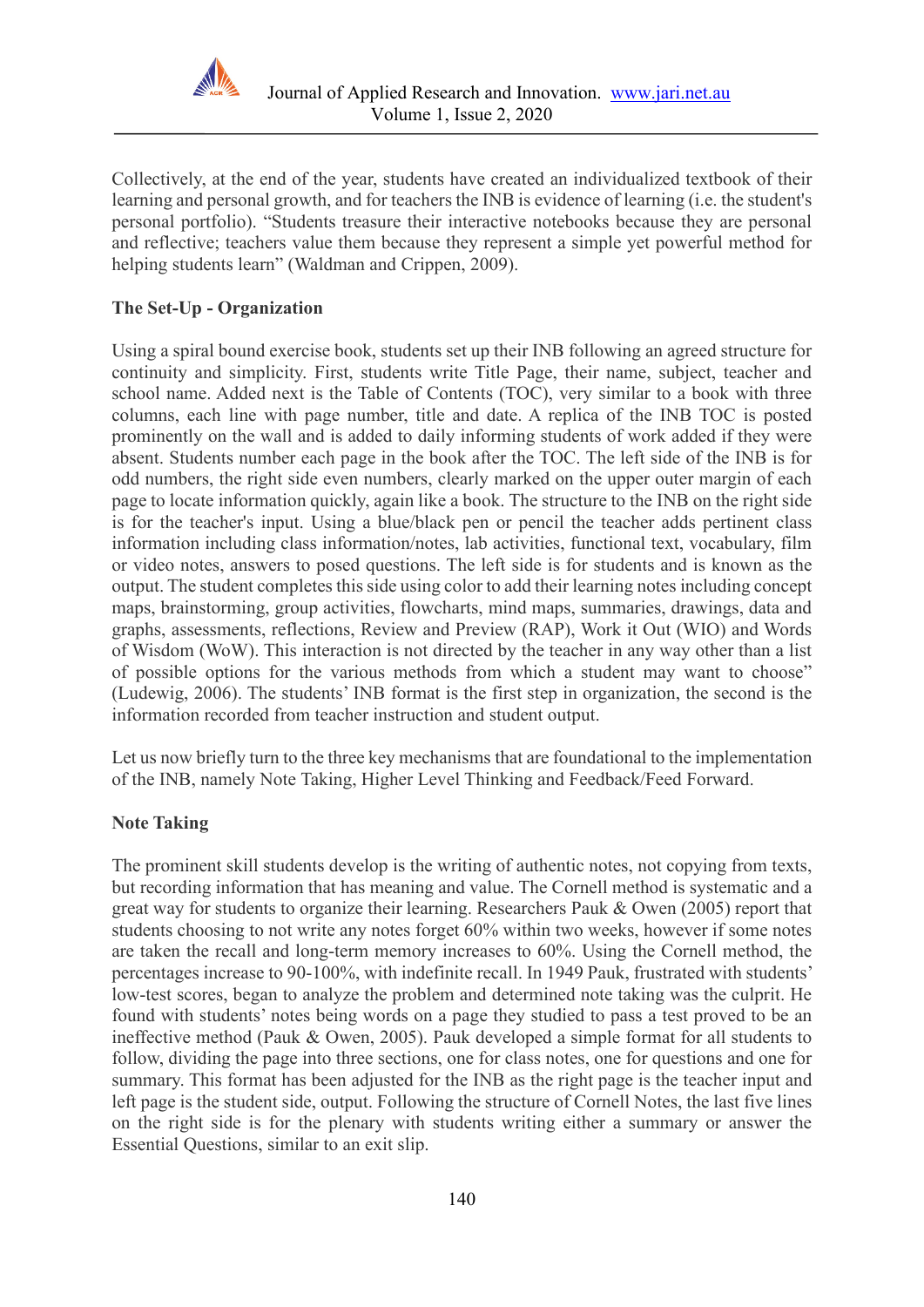Collectively, at the end of the year, students have created an individualized textbook of their learning and personal growth, and for teachers the INB is evidence of learning (i.e. the student's personal portfolio). "Students treasure their interactive notebooks because they are personal and reflective; teachers value them because they represent a simple yet powerful method for helping students learn" (Waldman and Crippen, 2009).

**The Set-Up - Organization**

Using a spiral bound exercise book, students set up their INB following an agreed structure for continuity and simplicity. First, students write Title Page, their name, subject, teacher and school name. Added next is the Table of Contents (TOC), very similar to a book with three columns, each line with page number, title and date. A replica of the INB TOC is posted prominently on the wall and is added to daily informing students of work added if they were absent. Students number each page in the book after the TOC. The left side of the INB is for odd numbers, the right side even numbers, clearly marked on the upper outer margin of each page to locate information quickly, again like a book. The structure to the INB on the right side is for the teacher's input. Using a blue/black pen or pencil the teacher adds pertinent class information including class information/notes, lab activities, functional text, vocabulary, film or video notes, answers to posed questions. The left side is for students and is known as the output. The student completes this side using color to add their learning notes including concept maps, brainstorming, group activities, flowcharts, mind maps, summaries, drawings, data and graphs, assessments, reflections, Review and Preview (RAP), Work it Out (WIO) and Words of Wisdom (WoW). This interaction is not directed by the teacher in any way other than a list of possible options for the various methods from which a student may want to choose" (Ludewig, 2006). The students' INB format is the first step in organization, the second is the information recorded from teacher instruction and student output.

Let us now briefly turn to the three key mechanisms that are foundational to the implementation of the INB, namely Note Taking, Higher Level Thinking and Feedback/Feed Forward.

**Note Taking**

The prominent skill students develop is the writing of authentic notes, not copying from texts, but recording information that has meaning and value. The Cornell method is systematic and a great way for students to organize their learning. Researchers Pauk & Owen (2005) report that students choosing to not write any notes forget 60% within two weeks, however if some notes are taken the recall and long-term memory increases to 60%. Using the Cornell method, the percentages increase to 90-100%, with indefinite recall. In 1949 Pauk, frustrated with students' low-test scores, began to analyze the problem and determined note taking was the culprit. He found with students' notes being words on a page they studied to pass a test proved to be an ineffective method (Pauk & Owen, 2005). Pauk developed a simple format for all students to follow, dividing the page into three sections, one for class notes, one for questions and one for summary. This format has been adjusted for the INB as the right page is the teacher input and left page is the student side, output. Following the structure of Cornell Notes, the last five lines on the right side is for the plenary with students writing either a summary or answer the Essential Questions, similar to an exit slip.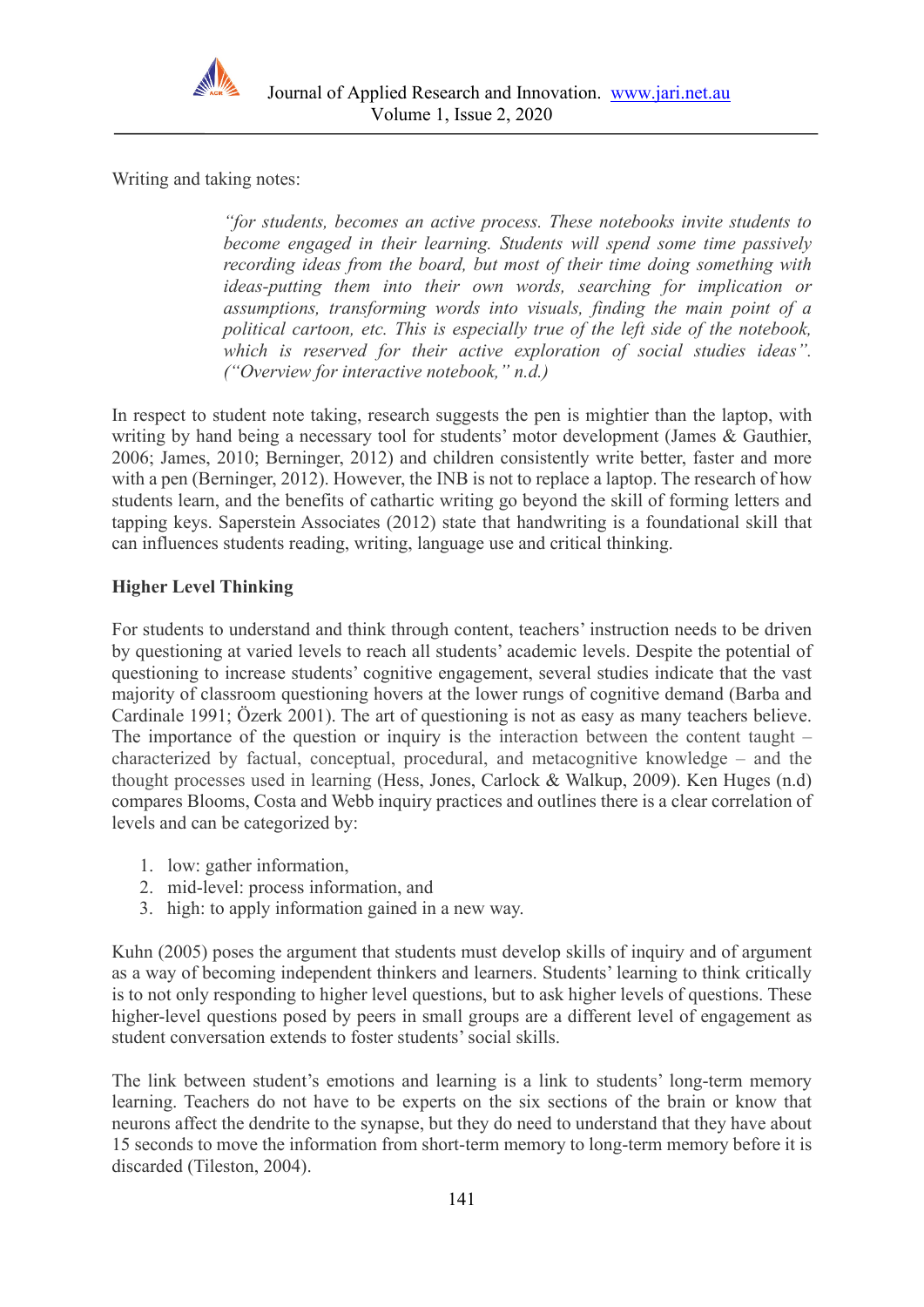Writing and taking notes:

> *"for students, becomes an active process. These notebooks invite students to become engaged in their learning. Students will spend some time passively recording ideas from the board, but most of their time doing something with ideas-putting them into their own words, searching for implication or assumptions, transforming words into visuals, finding the main point of a political cartoon, etc. This is especially true of the left side of the notebook, which is reserved for their active exploration of social studies ideas". ("Overview for interactive notebook," n.d.)*

In respect to student note taking, research suggests the pen is mightier than the laptop, with writing by hand being a necessary tool for students' motor development (James & Gauthier, 2006; James, 2010; Berninger, 2012) and children consistently write better, faster and more with a pen (Berninger, 2012). However, the INB is not to replace a laptop. The research of how students learn, and the benefits of cathartic writing go beyond the skill of forming letters and tapping keys. Saperstein Associates (2012) state that handwriting is a foundational skill that can influences students reading, writing, language use and critical thinking.

**Higher Level Thinking**

For students to understand and think through content, teachers' instruction needs to be driven by questioning at varied levels to reach all students' academic levels. Despite the potential of questioning to increase students' cognitive engagement, several studies indicate that the vast majority of classroom questioning hovers at the lower rungs of cognitive demand (Barba and Cardinale 1991; Özerk 2001). The art of questioning is not as easy as many teachers believe. The importance of the question or inquiry is the interaction between the content taught – characterized by factual, conceptual, procedural, and metacognitive knowledge – and the thought processes used in learning (Hess, Jones, Carlock & Walkup, 2009). Ken Huges (n.d) compares Blooms, Costa and Webb inquiry practices and outlines there is a clear correlation of levels and can be categorized by:

1. low: gather information,
2. mid-level: process information, and
3. high: to apply information gained in a new way.

Kuhn (2005) poses the argument that students must develop skills of inquiry and of argument as a way of becoming independent thinkers and learners. Students' learning to think critically is to not only responding to higher level questions, but to ask higher levels of questions. These higher-level questions posed by peers in small groups are a different level of engagement as student conversation extends to foster students' social skills.

The link between student's emotions and learning is a link to students' long-term memory learning. Teachers do not have to be experts on the six sections of the brain or know that neurons affect the dendrite to the synapse, but they do need to understand that they have about 15 seconds to move the information from short-term memory to long-term memory before it is discarded (Tileston, 2004).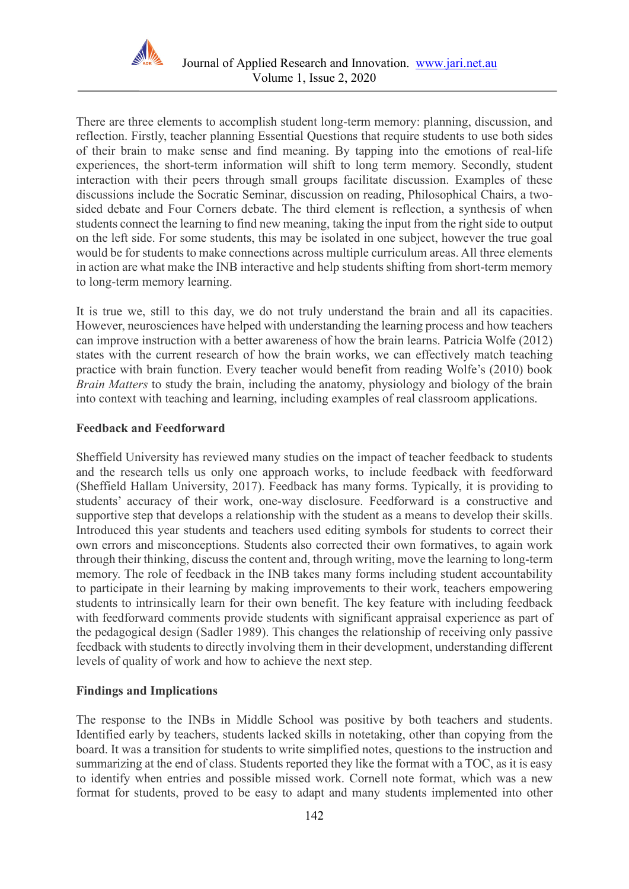There are three elements to accomplish student long-term memory: planning, discussion, and reflection. Firstly, teacher planning Essential Questions that require students to use both sides of their brain to make sense and find meaning. By tapping into the emotions of real-life experiences, the short-term information will shift to long term memory. Secondly, student interaction with their peers through small groups facilitate discussion. Examples of these discussions include the Socratic Seminar, discussion on reading, Philosophical Chairs, a two-sided debate and Four Corners debate. The third element is reflection, a synthesis of when students connect the learning to find new meaning, taking the input from the right side to output on the left side. For some students, this may be isolated in one subject, however the true goal would be for students to make connections across multiple curriculum areas. All three elements in action are what make the INB interactive and help students shifting from short-term memory to long-term memory learning.

It is true we, still to this day, we do not truly understand the brain and all its capacities. However, neurosciences have helped with understanding the learning process and how teachers can improve instruction with a better awareness of how the brain learns. Patricia Wolfe (2012) states with the current research of how the brain works, we can effectively match teaching practice with brain function. Every teacher would benefit from reading Wolfe's (2010) book *Brain Matters* to study the brain, including the anatomy, physiology and biology of the brain into context with teaching and learning, including examples of real classroom applications.

**Feedback and Feedforward**

Sheffield University has reviewed many studies on the impact of teacher feedback to students and the research tells us only one approach works, to include feedback with feedforward (Sheffield Hallam University, 2017). Feedback has many forms. Typically, it is providing to students' accuracy of their work, one-way disclosure. Feedforward is a constructive and supportive step that develops a relationship with the student as a means to develop their skills. Introduced this year students and teachers used editing symbols for students to correct their own errors and misconceptions. Students also corrected their own formatives, to again work through their thinking, discuss the content and, through writing, move the learning to long-term memory. The role of feedback in the INB takes many forms including student accountability to participate in their learning by making improvements to their work, teachers empowering students to intrinsically learn for their own benefit. The key feature with including feedback with feedforward comments provide students with significant appraisal experience as part of the pedagogical design (Sadler 1989). This changes the relationship of receiving only passive feedback with students to directly involving them in their development, understanding different levels of quality of work and how to achieve the next step.

**Findings and Implications**

The response to the INBs in Middle School was positive by both teachers and students. Identified early by teachers, students lacked skills in notetaking, other than copying from the board. It was a transition for students to write simplified notes, questions to the instruction and summarizing at the end of class. Students reported they like the format with a TOC, as it is easy to identify when entries and possible missed work. Cornell note format, which was a new format for students, proved to be easy to adapt and many students implemented into other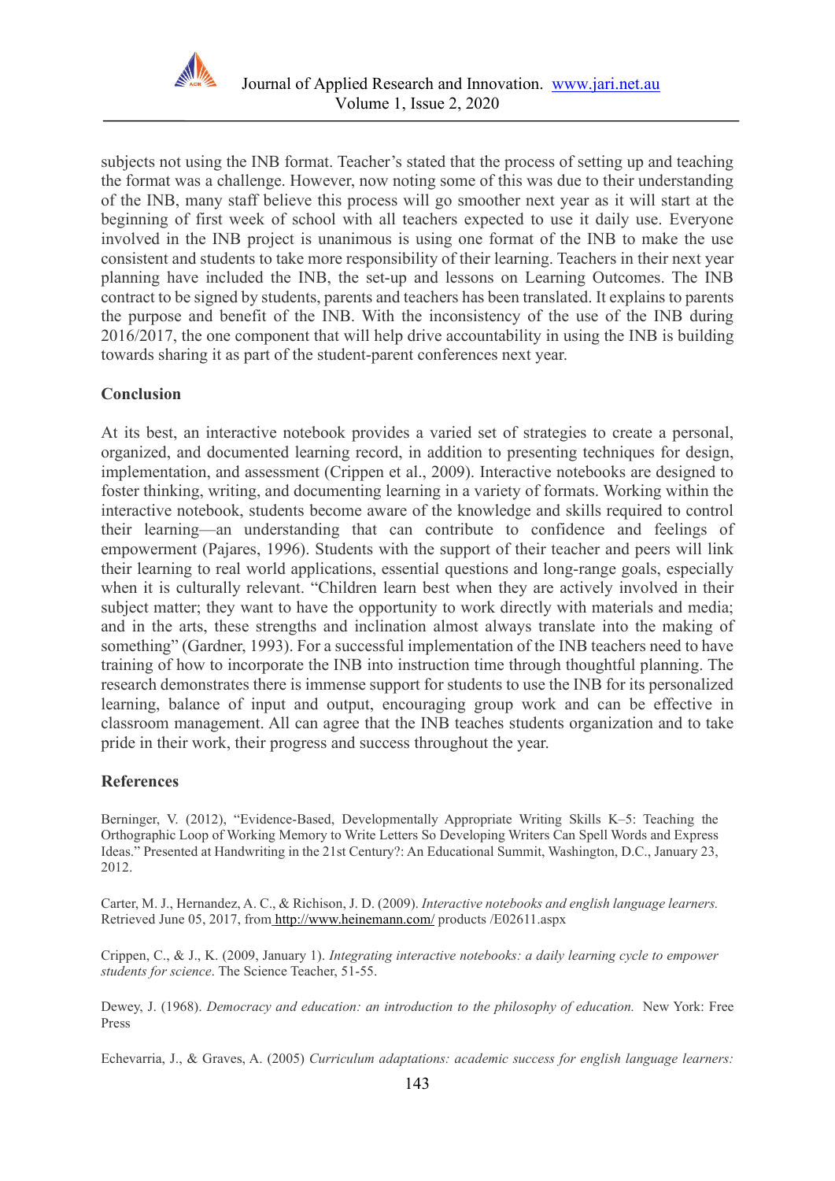subjects not using the INB format. Teacher's stated that the process of setting up and teaching the format was a challenge. However, now noting some of this was due to their understanding of the INB, many staff believe this process will go smoother next year as it will start at the beginning of first week of school with all teachers expected to use it daily use. Everyone involved in the INB project is unanimous is using one format of the INB to make the use consistent and students to take more responsibility of their learning. Teachers in their next year planning have included the INB, the set-up and lessons on Learning Outcomes. The INB contract to be signed by students, parents and teachers has been translated. It explains to parents the purpose and benefit of the INB. With the inconsistency of the use of the INB during 2016/2017, the one component that will help drive accountability in using the INB is building towards sharing it as part of the student-parent conferences next year.

## Conclusion

At its best, an interactive notebook provides a varied set of strategies to create a personal, organized, and documented learning record, in addition to presenting techniques for design, implementation, and assessment (Crippen et al., 2009). Interactive notebooks are designed to foster thinking, writing, and documenting learning in a variety of formats. Working within the interactive notebook, students become aware of the knowledge and skills required to control their learning—an understanding that can contribute to confidence and feelings of empowerment (Pajares, 1996). Students with the support of their teacher and peers will link their learning to real world applications, essential questions and long-range goals, especially when it is culturally relevant. "Children learn best when they are actively involved in their subject matter; they want to have the opportunity to work directly with materials and media; and in the arts, these strengths and inclination almost always translate into the making of something" (Gardner, 1993). For a successful implementation of the INB teachers need to have training of how to incorporate the INB into instruction time through thoughtful planning. The research demonstrates there is immense support for students to use the INB for its personalized learning, balance of input and output, encouraging group work and can be effective in classroom management. All can agree that the INB teaches students organization and to take pride in their work, their progress and success throughout the year.

## References

Berninger, V. (2012), "Evidence-Based, Developmentally Appropriate Writing Skills K–5: Teaching the Orthographic Loop of Working Memory to Write Letters So Developing Writers Can Spell Words and Express Ideas." Presented at Handwriting in the 21st Century?: An Educational Summit, Washington, D.C., January 23, 2012.

Carter, M. J., Hernandez, A. C., & Richison, J. D. (2009). *Interactive notebooks and english language learners.* Retrieved June 05, 2017, from http://www.heinemann.com/ products /E02611.aspx

Crippen, C., & J., K. (2009, January 1). *Integrating interactive notebooks: a daily learning cycle to empower students for science*. The Science Teacher, 51-55.

Dewey, J. (1968). *Democracy and education: an introduction to the philosophy of education.* New York: Free Press

Echevarria, J., & Graves, A. (2005) *Curriculum adaptations: academic success for english language learners:*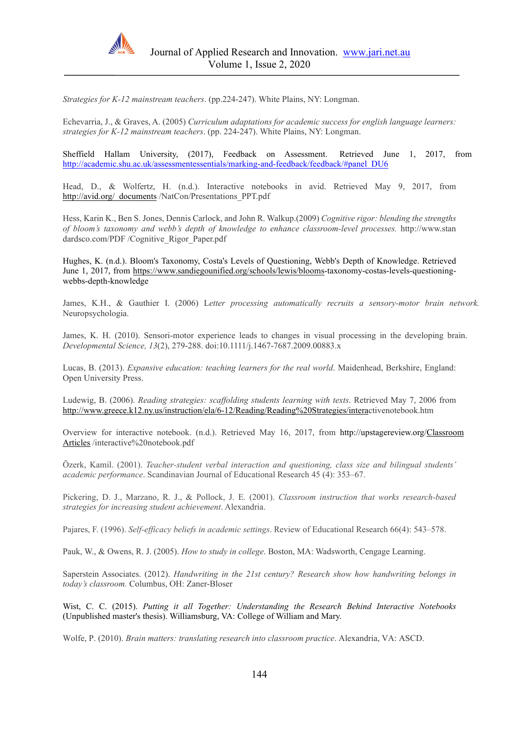*Strategies for K-12 mainstream teachers*. (pp.224-247). White Plains, NY: Longman.

Echevarria, J., & Graves, A. (2005) *Curriculum adaptations for academic success for english language learners: strategies for K-12 mainstream teachers*. (pp. 224-247). White Plains, NY: Longman.

Sheffield Hallam University, (2017), Feedback on Assessment. Retrieved June 1, 2017, from http://academic.shu.ac.uk/assessmentessentials/marking-and-feedback/feedback/#panel_DU6

Head, D., & Wolfertz, H. (n.d.). Interactive notebooks in avid. Retrieved May 9, 2017, from http://avid.org/_documents /NatCon/Presentations_PPT.pdf

Hess, Karin K., Ben S. Jones, Dennis Carlock, and John R. Walkup.(2009) *Cognitive rigor: blending the strengths of bloom's taxonomy and webb's depth of knowledge to enhance classroom-level processes.* http://www.standardsco.com/PDF /Cognitive_Rigor_Paper.pdf

Hughes, K. (n.d.). Bloom's Taxonomy, Costa's Levels of Questioning, Webb's Depth of Knowledge. Retrieved June 1, 2017, from https://www.sandiegounified.org/schools/lewis/blooms-taxonomy-costas-levels-questioning-webbs-depth-knowledge

James, K.H., & Gauthier I. (2006) L*etter processing automatically recruits a sensory-motor brain network.* Neuropsychologia.

James, K. H. (2010). Sensori-motor experience leads to changes in visual processing in the developing brain. *Developmental Science, 13*(2), 279-288. doi:10.1111/j.1467-7687.2009.00883.x

Lucas, B. (2013). *Expansive education: teaching learners for the real world*. Maidenhead, Berkshire, England: Open University Press.

Ludewig, B. (2006). *Reading strategies: scaffolding students learning with texts*. Retrieved May 7, 2006 from http://www.greece.k12.ny.us/instruction/ela/6-12/Reading/Reading%20Strategies/interactivenotebook.htm

Overview for interactive notebook. (n.d.). Retrieved May 16, 2017, from http://upstagereview.org/Classroom Articles /interactive%20notebook.pdf

Özerk, Kamil. (2001). *Teacher-student verbal interaction and questioning, class size and bilingual students' academic performance*. Scandinavian Journal of Educational Research 45 (4): 353–67.

Pickering, D. J., Marzano, R. J., & Pollock, J. E. (2001). *Classroom instruction that works research-based strategies for increasing student achievement*. Alexandria.

Pajares, F. (1996). *Self-efficacy beliefs in academic settings*. Review of Educational Research 66(4): 543–578.

Pauk, W., & Owens, R. J. (2005). *How to study in college*. Boston, MA: Wadsworth, Cengage Learning.

Saperstein Associates. (2012). *Handwriting in the 21st century? Research show how handwriting belongs in today's classroom.* Columbus, OH: Zaner-Bloser

Wist, C. C. (2015). *Putting it all Together: Understanding the Research Behind Interactive Notebooks* (Unpublished master's thesis). Williamsburg, VA: College of William and Mary.

Wolfe, P. (2010). *Brain matters: translating research into classroom practice*. Alexandria, VA: ASCD.